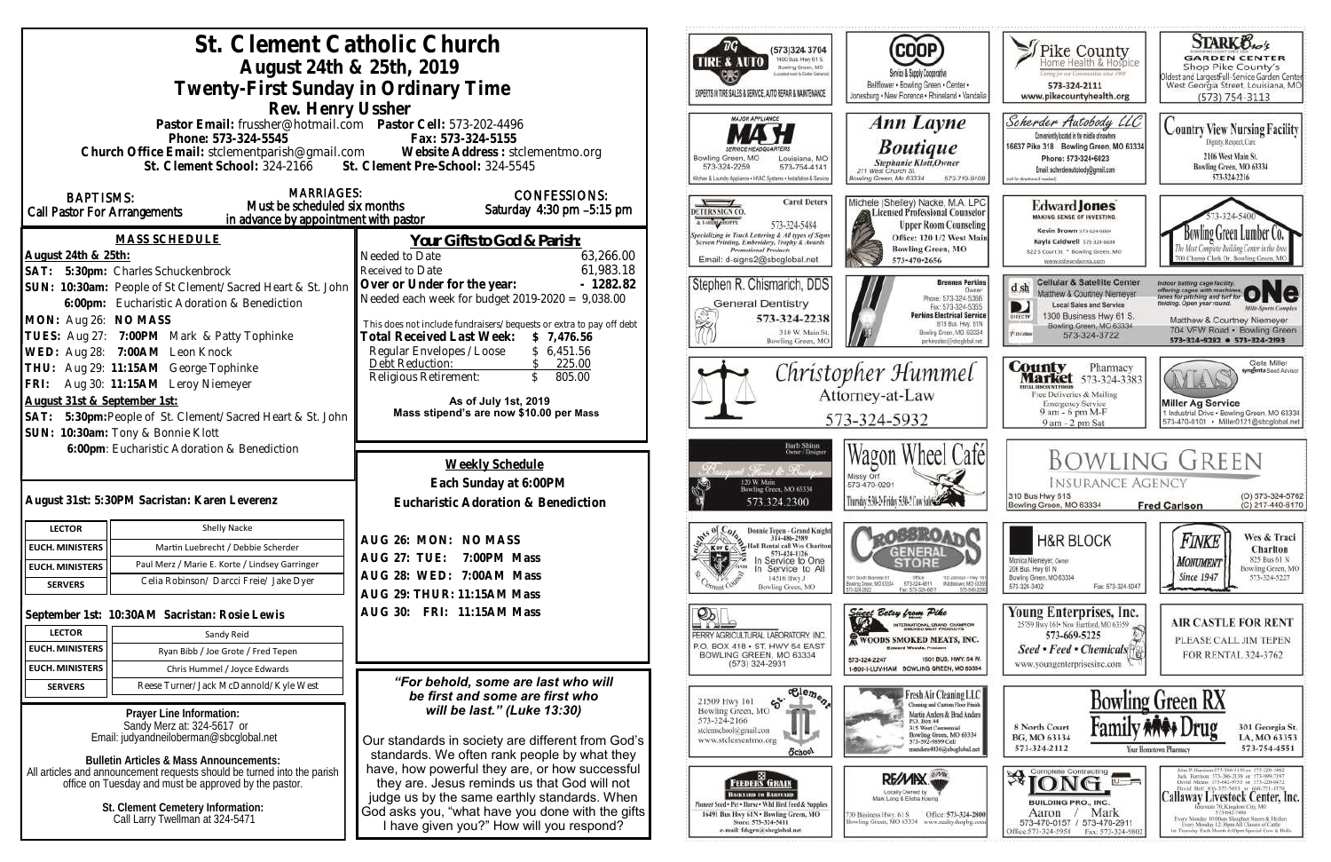# St. Clement Catholic Church

## August 24th & 25th, 2019

## Twenty-First Sunday in Ordinary Time

### Rev. Henry Ussher

**Pastor Email:** frussher@hotmail.com **Pastor Cell:** 573-202-4496
**Phone:** 573-324-5545 **Fax:** 573-324-5155
**Church Office Email:** stclementparish@gmail.com **Website Address:** stclementmo.org
**St. Clement School:** 324-2166 **St. Clement Pre-School:** 324-5545

**BAPTISMS:** Call Pastor For Arrangements

**MARRIAGES:** Must be scheduled six months in advance by appointment with pastor

**CONFESSIONS:** Saturday 4:30 pm –5:15 pm

### MASS SCHEDULE

**August 24th & 25th:**
**SAT: 5:30pm:** Charles Schuckenbrock
**SUN: 10:30am:** People of St Clement/Sacred Heart & St. John
**6:00pm:** Eucharistic Adoration & Benediction
**MON:** Aug 26: **NO MASS**
**TUES:** Aug 27: **7:00PM** Mark & Patty Tophinke
**WED:** Aug 28: **7:00AM** Leon Knock
**THU:** Aug 29: **11:15AM** George Tophinke
**FRI:** Aug 30: **11:15AM** Leroy Niemeyer
**August 31st & September 1st:**
**SAT: 5:30pm:** People of St. Clement/Sacred Heart & St. John
**SUN: 10:30am:** Tony & Bonnie Klott
**6:00pm**: Eucharistic Adoration & Benediction

**August 31st: 5:30PM Sacristan: Karen Leverenz**

| | |
|---|---|
| LECTOR | Shelly Nacke |
| EUCH. MINISTERS | Martin Luebrecht / Debbie Scherder |
| EUCH. MINISTERS | Paul Merz / Marie E. Korte / Lindsey Garringer |
| SERVERS | Celia Robinson/ Darcci Freie/ Jake Dyer |

**September 1st: 10:30AM Sacristan: Rosie Lewis**

| | |
|---|---|
| LECTOR | Sandy Reid |
| EUCH. MINISTERS | Ryan Bibb / Joe Grote / Fred Tepen |
| EUCH. MINISTERS | Chris Hummel / Joyce Edwards |
| SERVERS | Reese Turner/ Jack McDannold/ Kyle West |

**Prayer Line Information:**
Sandy Merz at: 324-5617 or
Email: judyandneiloberman@sbcglobal.net

**Bulletin Articles & Mass Announcements:**
All articles and announcement requests should be turned into the parish office on Tuesday and must be approved by the pastor.

**St. Clement Cemetery Information:**
Call Larry Twellman at 324-5471

### Your Gifts to God & Parish:

| | |
|---|---|
| Needed to Date | 63,266.00 |
| Received to Date | 61,983.18 |
| **Over or Under for the year:** | **- 1282.82** |
| Needed each week for budget 2019-2020 = 9,038.00 | |

This does not include fundraisers/bequests or extra to pay off debt

| | |
|---|---|
| **Total Received Last Week:** | **$ 7,476.56** |
| Regular Envelopes / Loose | $ 6,451.56 |
| Debt Reduction: | $ 225.00 |
| Religious Retirement: | $ 805.00 |

**As of July 1st, 2019**
**Mass stipend's are now $10.00 per Mass**

### Weekly Schedule

**Each Sunday at 6:00PM**
**Eucharistic Adoration & Benediction**

**AUG 26: MON: NO MASS**
**AUG 27: TUE: 7:00PM Mass**
**AUG 28: WED: 7:00AM Mass**
**AUG 29: THUR: 11:15AM Mass**
**AUG 30: FRI: 11:15AM Mass**

*"For behold, some are last who will be first and some are first who will be last." (Luke 13:30)*

Our standards in society are different from God's standards. We often rank people by what they have, how powerful they are, or how successful they are. Jesus reminds us that God will not judge us by the same earthly standards. When God asks you, "what have you done with the gifts I have given you?" How will you respond?

---

DG Tire & Auto — (573)324-3704, 1400 Bus. Hwy 61 S., Bowling Green, MO — Experts in tire sales & service, auto repair & maintenance

COOP Service & Supply Cooperative — Bellflower • Bowling Green • Center • Jonesburg • New Florence • Rhineland • Vandalia

Pike County Home Health & Hospice — 573-324-2111 — www.pikecountyhealth.org

Stark Bro's Garden Center — Shop Pike County's Oldest and Largest Full-Service Garden Center — West Georgia Street, Louisiana, MO — (573) 754-3113

MASH Major Appliance Service Headquarters — Bowling Green, MO 573-324-2259 — Louisiana, MO 573-754-4141 — Kitchen & Laundry Appliance • HVAC Systems • Installation & Service

Ann Layne Boutique — Stephanie Klott, Owner — 211 West Church St., Bowling Green, Mo 63334 — 573-719-9108

Scherder Autobody LLC — Conveniently located in the middle of nowhere — 16637 Pike 318 Bowling Green, MO 63334 — Phone: 573-324-6023 — Email: scherderautobody@gmail.com

Country View Nursing Facility — Dignity, Respect, Care — 2106 West Main St., Bowling Green, MO 63334 — 573-324-2216

Deters Sign Co. — Carol Deters — 573-324-5484 — Specializing in Truck Lettering & All types of Signs, Screen Printing, Embroidery, Trophy & Awards, Promotional Products — Email: d-signs2@sbcglobal.net

Michele (Shelley) Nacke, M.A. LPC, Licensed Professional Counselor — Upper Room Counseling — Office: 120 1/2 West Main, Bowling Green, MO — 573-470-2656

Edward Jones — Making Sense of Investing — Kevin Brown 573-324-6604 — Kayla Caldwell 573-324-6604 — 822 S Court St. • Bowling Green, MO — www.edwardjones.com

Bowling Green Lumber Co. — 573-324-5400 — The Most Complete Building Center in the Area — 700 Champ Clark Dr. Bowling Green, MO

Stephen R. Chismarich, DDS — General Dentistry — 573-324-2238 — 310 W. Main St., Bowling Green, MO

Brennen Perkins, Owner — Phone: 573-324-5366 — Fax: 573-324-5355 — Perkins Electrical Service — 819 Bus. Hwy. 61N, Bowling Green, MO 63334 — perkinselec@sbcglobal.net

dsh Cellular & Satellite Center — Matthew & Courtney Niemeyer — Local Sales and Service — 1300 Business Hwy 61 S., Bowling Green, MO 63334 — 573-324-3722

ONE Multi-Sports Complex — Indoor batting cage facility offering cages with machines, lanes for pitching and turf for fielding. Open year round. — Matthew & Courtney Niemeyer — 704 VFW Road • Bowling Green — 573-324-8282 • 573-324-2193

Christopher Hummel, Attorney-at-Law — 573-324-5932

County Market Pharmacy — 573-324-3383 — Free Deliveries & Mailing — Emergency Service — 9 am - 6 pm M-F — 9 am - 2 pm Sat

Miller Ag Service — Cete Miller, Syngenta Seed Advisor — 1 Industrial Drive • Bowling Green, MO 63334 — 573-470-0101 • Miller0121@sbcglobal.net

Bouquet Floral & Boutique — Barb Shinn, Owner/Designer — 120 W. Main, Bowling Green, MO 63334 — 573.324.2300

Wagon Wheel Café — Missy Orf — 573-470-0291 — Thursday 5:30-2; Friday 5:30-2; Cow Sale

Bowling Green Insurance Agency — 310 Bus Hwy 61S, Bowling Green, MO 63334 — Fred Carlson — (O) 573-324-5762 — (C) 217-440-6170

Knights of Columbus — Donnie Tepen - Grand Knight 314-486-2989 — Hall Rental call Wes Charlton 573-424-1126 — In Service to One, In Service to All — 14516 Hwy J, Bowling Green, MO

Crossroads General Store — 16011 South Business 61, Bowling Green, MO 63334 — Office 573-324-6811 — Fax: 573-324-6817 — 10 Johnson - Hwy 161, Middletown, MO 63359

H&R Block — Monica Niemeyer, Owner — 206 Bus. Hwy 61 N, Bowling Green, MO 63334 — 573-324-3402 — Fax: 573-324-5047

Finke Monument — Wes & Traci Charlton — 825 Bus 61 N, Bowling Green, MO — 573-324-5227 — Since 1947

Perry Agricultural Laboratory, Inc. — P.O. Box 418 • St. Hwy 54 East, Bowling Green, MO 63334 — (573) 324-2931

Sweet Betsy from Pike — International Grand Champion — Woods Smoked Meats, Inc. — Edward Woods, President — 573-324-2247 — 1501 Bus. Hwy. 54 W. — 1-800-I-LUV-HAM — Bowling Green, MO 63334

Young Enterprises, Inc. — 25759 Hwy 161 • New Hartford, MO 63359 — 573-669-5225 — Seed • Feed • Chemicals — www.youngenterprisesinc.com

Air Castle for Rent — Please call Jim Tepen for rental 324-3762

St. Clement School — 21509 Hwy 161, Bowling Green, MO — 573-324-2166 — stcleschool@gmail.com — www.stclementmo.org

Fresh Air Cleaning LLC — Cleaning and Custom Floor Finish — Martin Anders & Brad Anders — P.O. Box 44, 315 West Centennial, Bowling Green, MO 63334 — 573-592-9899 Cell — manders4036@sbcglobal.net

Bowling Green RX Family Drug — 8 North Court, BG, MO 63334, 573-324-2112 — 301 Georgia St., LA, MO 63353, 573-754-4551 — Your Hometown Pharmacy

Feeders Grain — Backyard to Barnyard — Pioneer Seed • Pet • Horse • Wild Bird Feed & Supplies — 16491 Bus Hwy 61N • Bowling Green, MO — Store: 573-324-5411 — e-mail: fdsgrn@sbcglobal.net

RE/MAX — Locally Owned by Mark Long & Elisha Koenig — 730 Business Hwy. 61 S, Bowling Green, MO 63334 — Office: 573-324-2800 — www.realtyshopbg.com

Complete Contracting — Long Building Pro, Inc. — Aaron 573-470-0157 / Mark 573-470-2911 — Office: 573-324-5958 — Fax: 573-324-9802

Callaway Livestock Center, Inc. — John P. Harrison 573-386-5150 or 573-220-1482 — Jack Harrison 573-386-2138 or 573-999-7197 — David Means 573-642-9753 or 573-220-0472 — David Bell 816-527-5633 or 660-721-1770 — Interstate 70, Kingdom City, MO — 573-642-7486 — Every Monday 10:00am Slaughter Steers & Heifers — Every Monday 12:30pm All Classes of Cattle — 1st Thursday Each Month 6:00pm Special Cow & Bulls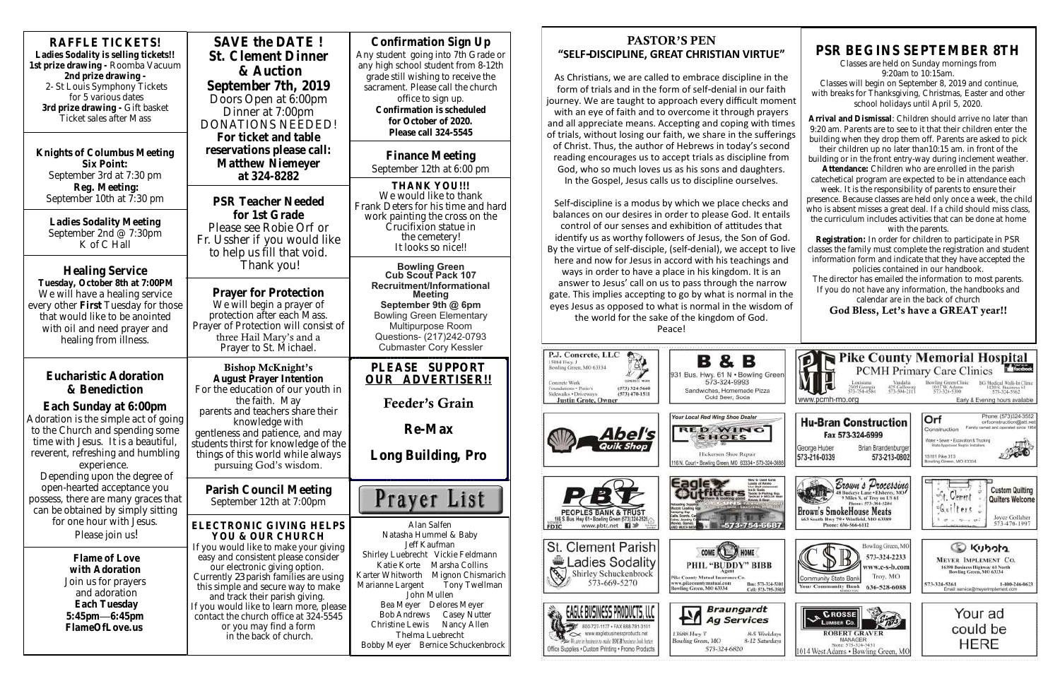## RAFFLE TICKETS!

**Ladies Sodality is selling tickets!!**
**1st prize drawing -** Roomba Vacuum
**2nd prize drawing -** 2- St Louis Symphony Tickets for 5 various dates
**3rd prize drawing -** Gift basket
Ticket sales after Mass

**Knights of Columbus Meeting**
**Six Point:** September 3rd at 7:30 pm
**Reg. Meeting:** September 10th at 7:30 pm

**Ladies Sodality Meeting**
September 2nd @ 7:30pm
K of C Hall

## Healing Service

**Tuesday, October 8th at 7:00PM**
We will have a healing service every other **First** Tuesday for those that would like to be anointed with oil and need prayer and healing from illness.

## Eucharistic Adoration & Benediction

**Each Sunday at 6:00pm**
Adoration is the simple act of going to the Church and spending some time with Jesus. It is a beautiful, reverent, refreshing and humbling experience.
Depending upon the degree of open-hearted acceptance you possess, there are many graces that can be obtained by simply sitting for one hour with Jesus.
Please join us!

**Flame of Love with Adoration**
Join us for prayers and adoration
**Each Tuesday 5:45pm—6:45pm**
**FlameOfLove.us**

## SAVE the DATE ! St. Clement Dinner & Auction

**September 7th, 2019**
Doors Open at 6:00pm
Dinner at 7:00pm
DONATIONS NEEDED!
**For ticket and table reservations please call: Matthew Niemeyer at 324-8282**

**PSR Teacher Needed for 1st Grade**
Please see Robie Orf or Fr. Ussher if you would like to help us fill that void.
Thank you!

**Prayer for Protection**
We will begin a prayer of protection after each Mass. Prayer of Protection will consist of three Hail Mary's and a Prayer to St. Michael.

**Bishop McKnight's August Prayer Intention**
For the education of our youth in the faith. May parents and teachers share their knowledge with gentleness and patience, and may students thirst for knowledge of the things of this world while always pursuing God's wisdom.

**Parish Council Meeting**
September 12th at 7:00pm

**ELECTRONIC GIVING HELPS YOU & OUR CHURCH**
If you would like to make your giving easy and consistent please consider our electronic giving option. Currently 23 parish families are using this simple and secure way to make and track their parish giving. If you would like to learn more, please contact the church office at 324-5545 or you may find a form in the back of church.

**Confirmation Sign Up**
Any student going into 7th Grade or any high school student from 8-12th grade still wishing to receive the sacrament. Please call the church office to sign up.
**Confirmation is scheduled for October of 2020. Please call 324-5545**

**Finance Meeting**
September 12th at 6:00 pm

**THANK YOU!!!**
We would like to thank Frank Deters for his time and hard work painting the cross on the Crucifixion statue in the cemetery! It looks so nice!!

**Bowling Green Cub Scout Pack 107 Recruitment/Informational Meeting September 9th @ 6pm**
Bowling Green Elementary Multipurpose Room
Questions- (217)242-0793
Cubmaster Cory Kessler

**PLEASE SUPPORT OUR ADVERTISER!!**
Feeder's Grain
Re-Max
Long Building, Pro

## Prayer List

Alan Salfen
Natasha Hummel & Baby
Jeff Kaufman
Shirley Luebrecht, Vickie Feldmann
Katie Korte, Marsha Collins
Karter Whitworth, Mignon Chismarich
Marianne Largent, Tony Twellman
John Mullen
Bea Meyer, Delores Meyer
Bob Andrews, Casey Nutter
Christine Lewis, Nancy Allen
Thelma Luebrecht
Bobby Meyer, Bernice Schuckenbrock

## PASTOR'S PEN
### "SELF-DISCIPLINE, GREAT CHRISTIAN VIRTUE"

As Christians, we are called to embrace discipline in the form of trials and in the form of self-denial in our faith journey. We are taught to approach every difficult moment with an eye of faith and to overcome it through prayers and all appreciate means. Accepting and coping with times of trials, without losing our faith, we share in the sufferings of Christ. Thus, the author of Hebrews in today's second reading encourages us to accept trials as discipline from God, who so much loves us as his sons and daughters. In the Gospel, Jesus calls us to discipline ourselves.

Self-discipline is a modus by which we place checks and balances on our desires in order to please God. It entails control of our senses and exhibition of attitudes that identify us as worthy followers of Jesus, the Son of God. By the virtue of self-disciple, (self-denial), we accept to live here and now for Jesus in accord with his teachings and ways in order to have a place in his kingdom. It is an answer to Jesus' call on us to pass through the narrow gate. This implies accepting to go by what is normal in the eyes Jesus as opposed to what is normal in the wisdom of the world for the sake of the kingdom of God.
Peace!

## PSR BEGINS SEPTEMBER 8TH

Classes are held on Sunday mornings from 9:20am to 10:15am.
Classes will begin on September 8, 2019 and continue, with breaks for Thanksgiving, Christmas, Easter and other school holidays until April 5, 2020.

**Arrival and Dismissal**: Children should arrive no later than 9:20 am. Parents are to see to it that their children enter the building when they drop them off. Parents are asked to pick their children up no later than10:15 am. in front of the building or in the front entry-way during inclement weather.

**Attendance:** Children who are enrolled in the parish catechetical program are expected to be in attendance each week. It is the responsibility of parents to ensure their presence. Because classes are held only once a week, the child who is absent misses a great deal. If a child should miss class, the curriculum includes activities that can be done at home with the parents.

**Registration:** In order for children to participate in PSR classes the family must complete the registration and student information form and indicate that they have accepted the policies contained in our handbook.
The director has emailed the information to most parents. If you do not have any information, the handbooks and calendar are in the back of church

**God Bless, Let's have a GREAT year!!**

P.J. Concrete, LLC — 15084 Hwy. J, Bowling Green, MO 63334 — Concrete Work, Foundations • Patio's, Sidewalks • Driveways — (573) 324-5660, (573) 470-1511 — Justin Grote, Owner

B & B — 931 Bus. Hwy. 61 N • Bowling Green — 573-324-9993 — Sandwiches, Homemade Pizza, Cold Beer, Soda

Pike County Memorial Hospital — PCMH Primary Care Clinics — Louisiana 2305 Georgia 573-754-4584 — Vandalia 425 Galloway 573-594-2111 — Bowling Green Clinic 1017 W. Adams 573-324-5300 — BG Medical Walk-In Clinic 1420 S. Business 61 573-324-5562 — www.pcmh-mo.org — Early & Evening hours available

Abel's Quik Shop

Your Local Red Wing Shoe Dealer — RED WING SHOES — Hickerson Shoe Repair — 116 N. Court • Bowling Green, MO 63334 • 573-324-3608

Hu-Bran Construction — Fax 573-324-6999 — George Huber 573-216-0339 — Brian Brandenburger 573-213-0802

Orf Construction — Phone: (573)324-3552 — orfconstruction@att.net — Family owned and operated since 1956 — Water • Sewer • Excavation & Trucking — State Approved Septic Installers — 15181 Pike 113, Bowling Green, MO 63334

PBT Peoples Bank & Trust — 116 S. Bus. Hwy 61 • Bowling Green (573) 324-2525 — Member FDIC — www.pbtc.net

Eagle Outfitters — 573-754-6687

Brown's Processing — 48 Buckeye Lane • Elsberry, MO — 9 Miles N. of Troy on US 61 — Phone: 573-384-5284 — Brown's SmokeHouse Meats — 663 South Hwy 79 • Winfield, MO 63389 — Phone: 636-566-6112

St. Clement Quilters — Custom Quilting, Quilters Welcome — Joyce Gollaher 573-470-1997

St. Clement Parish Ladies Sodality — Shirley Schuckenbrock 573-669-5270

COME HOME — PHIL "BUDDY" BIBB, Agent — Pike County Mutual Insurance Co. — www.pikecountymutual.com — Bowling Green, MO 63334 — Bus: 573-324-5101 — Cell: 573-795-3903

Community State Bank — Bowling Green, MO 573-324-2233 — www.c-s-b.com — Troy, MO 636-528-6088 — Your Community Bank

Kubota — Meyer Implement Co. — 16398 Business Highway 61 North, Bowling Green, MO 63334 — 573-324-5261 — 1-800-246-0623 — Email: service@meyerimplement.com

Eagle Business Products, LLC — 800-727-1177 • FAX 888-781-3101 — www.eaglebusinessproducts.net — Office Supplies • Custom Printing • Promo Products

Braungardt Ag Services — 13688 Hwy Y, Bowling Green, MO — 8-5 Weekdays, 8-12 Saturdays — 573-324-6820

Crosse Lumber Co. — Robert Graver, Manager — 1014 West Adams • Bowling Green, MO

Your ad could be HERE